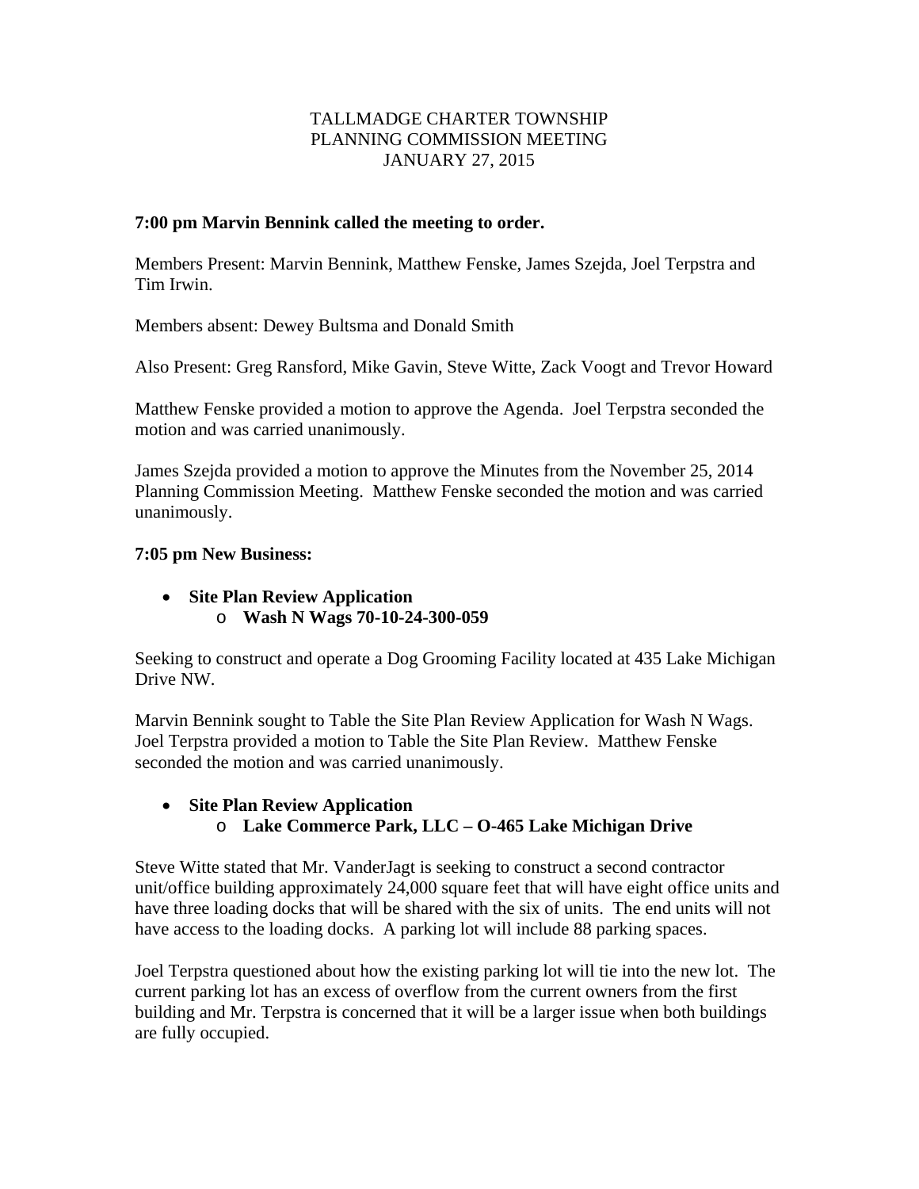TALLMADGE CHARTER TOWNSHIP
PLANNING COMMISSION MEETING
JANUARY 27, 2015

**7:00 pm Marvin Bennink called the meeting to order.**

Members Present: Marvin Bennink, Matthew Fenske, James Szejda, Joel Terpstra and Tim Irwin.

Members absent: Dewey Bultsma and Donald Smith

Also Present: Greg Ransford, Mike Gavin, Steve Witte, Zack Voogt and Trevor Howard

Matthew Fenske provided a motion to approve the Agenda. Joel Terpstra seconded the motion and was carried unanimously.

James Szejda provided a motion to approve the Minutes from the November 25, 2014 Planning Commission Meeting. Matthew Fenske seconded the motion and was carried unanimously.

**7:05 pm New Business:**

- **Site Plan Review Application**
  - **Wash N Wags 70-10-24-300-059**

Seeking to construct and operate a Dog Grooming Facility located at 435 Lake Michigan Drive NW.

Marvin Bennink sought to Table the Site Plan Review Application for Wash N Wags. Joel Terpstra provided a motion to Table the Site Plan Review. Matthew Fenske seconded the motion and was carried unanimously.

- **Site Plan Review Application**
  - **Lake Commerce Park, LLC – O-465 Lake Michigan Drive**

Steve Witte stated that Mr. VanderJagt is seeking to construct a second contractor unit/office building approximately 24,000 square feet that will have eight office units and have three loading docks that will be shared with the six of units. The end units will not have access to the loading docks. A parking lot will include 88 parking spaces.

Joel Terpstra questioned about how the existing parking lot will tie into the new lot. The current parking lot has an excess of overflow from the current owners from the first building and Mr. Terpstra is concerned that it will be a larger issue when both buildings are fully occupied.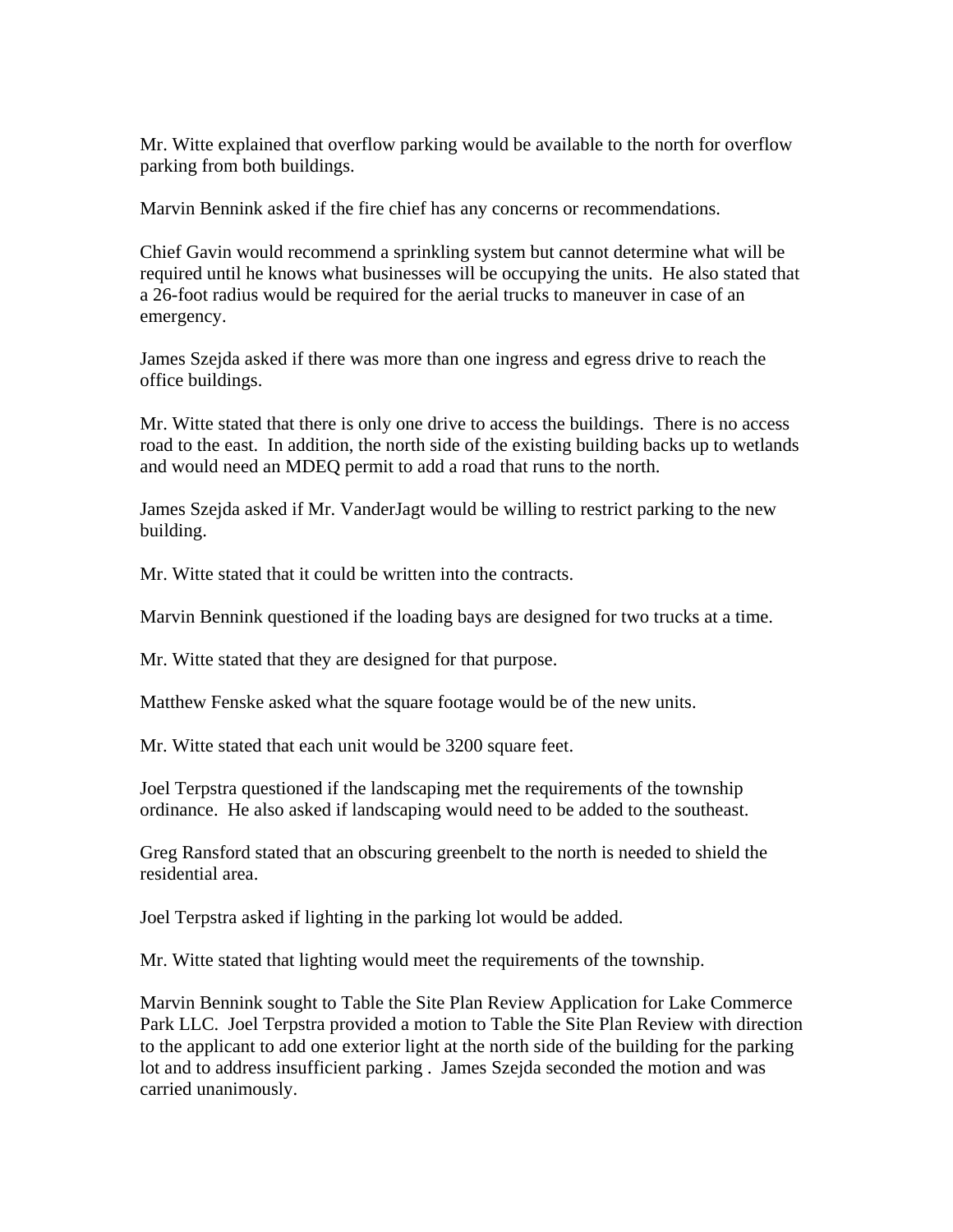Mr. Witte explained that overflow parking would be available to the north for overflow parking from both buildings.

Marvin Bennink asked if the fire chief has any concerns or recommendations.

Chief Gavin would recommend a sprinkling system but cannot determine what will be required until he knows what businesses will be occupying the units. He also stated that a 26-foot radius would be required for the aerial trucks to maneuver in case of an emergency.

James Szejda asked if there was more than one ingress and egress drive to reach the office buildings.

Mr. Witte stated that there is only one drive to access the buildings. There is no access road to the east. In addition, the north side of the existing building backs up to wetlands and would need an MDEQ permit to add a road that runs to the north.

James Szejda asked if Mr. VanderJagt would be willing to restrict parking to the new building.

Mr. Witte stated that it could be written into the contracts.

Marvin Bennink questioned if the loading bays are designed for two trucks at a time.

Mr. Witte stated that they are designed for that purpose.

Matthew Fenske asked what the square footage would be of the new units.

Mr. Witte stated that each unit would be 3200 square feet.

Joel Terpstra questioned if the landscaping met the requirements of the township ordinance. He also asked if landscaping would need to be added to the southeast.

Greg Ransford stated that an obscuring greenbelt to the north is needed to shield the residential area.

Joel Terpstra asked if lighting in the parking lot would be added.

Mr. Witte stated that lighting would meet the requirements of the township.

Marvin Bennink sought to Table the Site Plan Review Application for Lake Commerce Park LLC. Joel Terpstra provided a motion to Table the Site Plan Review with direction to the applicant to add one exterior light at the north side of the building for the parking lot and to address insufficient parking . James Szejda seconded the motion and was carried unanimously.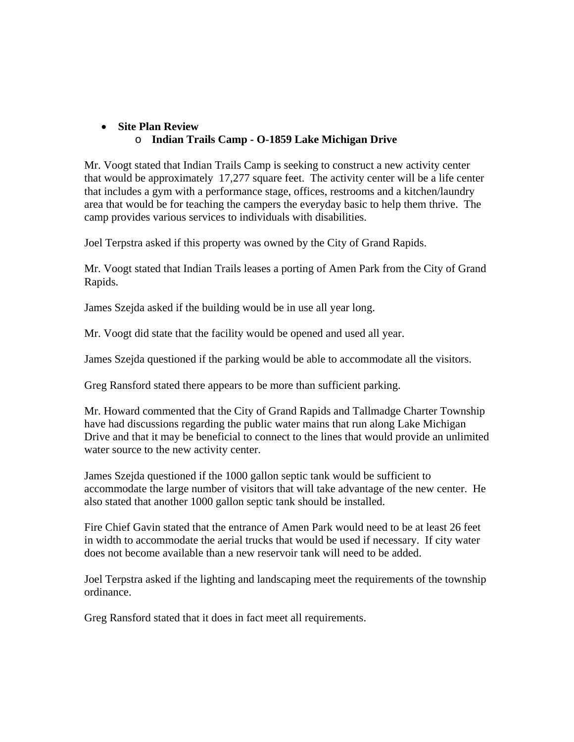- **Site Plan Review**
  - **Indian Trails Camp - O-1859 Lake Michigan Drive**

Mr. Voogt stated that Indian Trails Camp is seeking to construct a new activity center that would be approximately 17,277 square feet. The activity center will be a life center that includes a gym with a performance stage, offices, restrooms and a kitchen/laundry area that would be for teaching the campers the everyday basic to help them thrive. The camp provides various services to individuals with disabilities.

Joel Terpstra asked if this property was owned by the City of Grand Rapids.

Mr. Voogt stated that Indian Trails leases a porting of Amen Park from the City of Grand Rapids.

James Szejda asked if the building would be in use all year long.

Mr. Voogt did state that the facility would be opened and used all year.

James Szejda questioned if the parking would be able to accommodate all the visitors.

Greg Ransford stated there appears to be more than sufficient parking.

Mr. Howard commented that the City of Grand Rapids and Tallmadge Charter Township have had discussions regarding the public water mains that run along Lake Michigan Drive and that it may be beneficial to connect to the lines that would provide an unlimited water source to the new activity center.

James Szejda questioned if the 1000 gallon septic tank would be sufficient to accommodate the large number of visitors that will take advantage of the new center. He also stated that another 1000 gallon septic tank should be installed.

Fire Chief Gavin stated that the entrance of Amen Park would need to be at least 26 feet in width to accommodate the aerial trucks that would be used if necessary. If city water does not become available than a new reservoir tank will need to be added.

Joel Terpstra asked if the lighting and landscaping meet the requirements of the township ordinance.

Greg Ransford stated that it does in fact meet all requirements.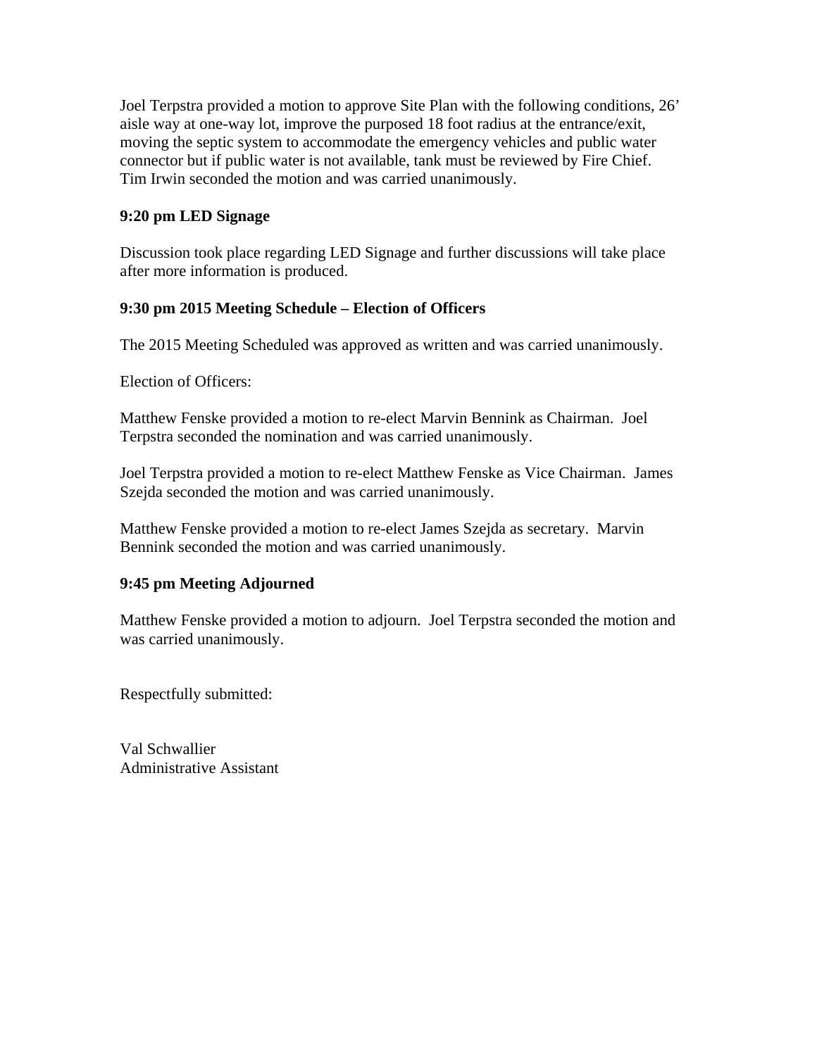Joel Terpstra provided a motion to approve Site Plan with the following conditions, 26' aisle way at one-way lot, improve the purposed 18 foot radius at the entrance/exit, moving the septic system to accommodate the emergency vehicles and public water connector but if public water is not available, tank must be reviewed by Fire Chief. Tim Irwin seconded the motion and was carried unanimously.

**9:20 pm LED Signage**

Discussion took place regarding LED Signage and further discussions will take place after more information is produced.

**9:30 pm 2015 Meeting Schedule – Election of Officers**

The 2015 Meeting Scheduled was approved as written and was carried unanimously.

Election of Officers:

Matthew Fenske provided a motion to re-elect Marvin Bennink as Chairman. Joel Terpstra seconded the nomination and was carried unanimously.

Joel Terpstra provided a motion to re-elect Matthew Fenske as Vice Chairman. James Szejda seconded the motion and was carried unanimously.

Matthew Fenske provided a motion to re-elect James Szejda as secretary. Marvin Bennink seconded the motion and was carried unanimously.

**9:45 pm Meeting Adjourned**

Matthew Fenske provided a motion to adjourn. Joel Terpstra seconded the motion and was carried unanimously.

Respectfully submitted:

Val Schwallier
Administrative Assistant